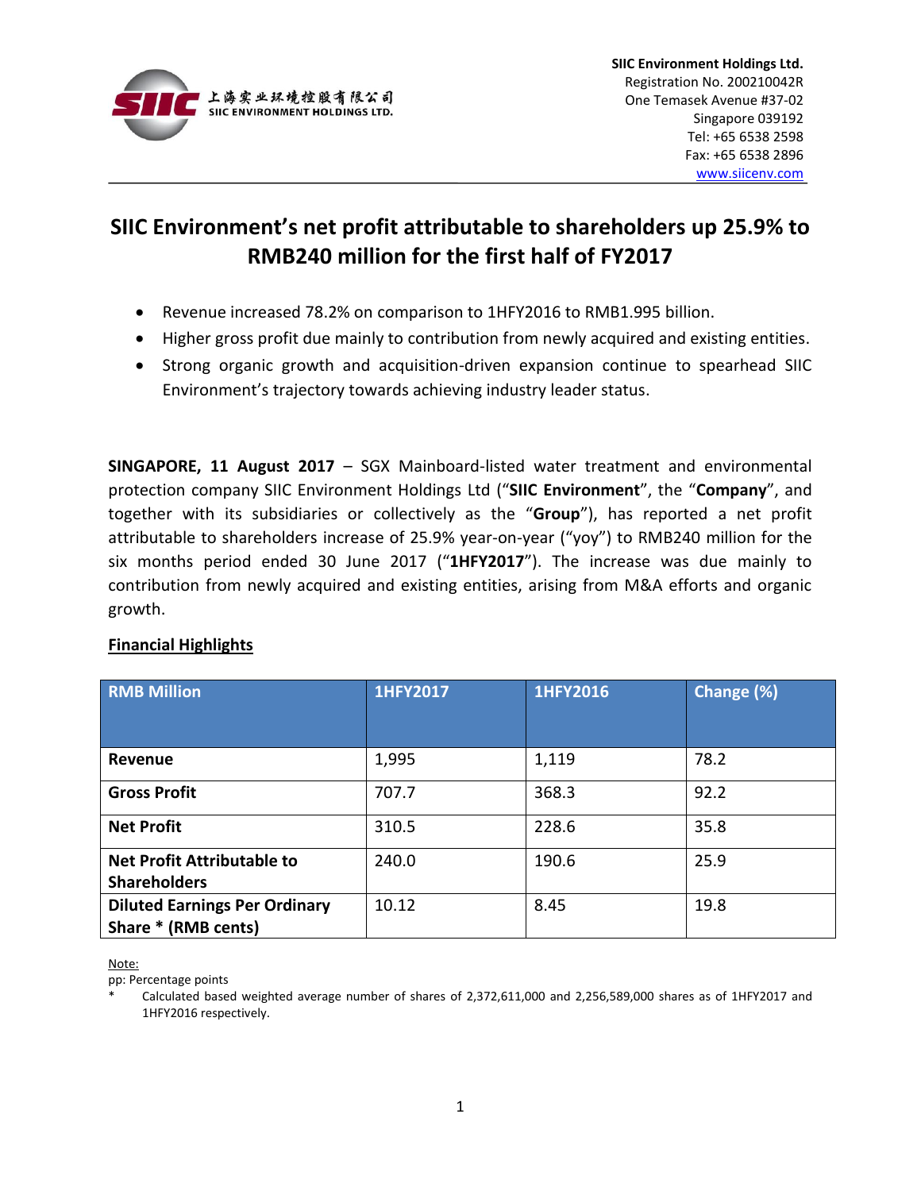上海实业环境控股有限公司
SIIC ENVIRONMENT HOLDINGS LTD.

**SIIC Environment Holdings Ltd.**
Registration No. 200210042R
One Temasek Avenue #37-02
Singapore 039192
Tel: +65 6538 2598
Fax: +65 6538 2896
www.siicenv.com

# SIIC Environment's net profit attributable to shareholders up 25.9% to RMB240 million for the first half of FY2017

- Revenue increased 78.2% on comparison to 1HFY2016 to RMB1.995 billion.
- Higher gross profit due mainly to contribution from newly acquired and existing entities.
- Strong organic growth and acquisition-driven expansion continue to spearhead SIIC Environment's trajectory towards achieving industry leader status.

**SINGAPORE, 11 August 2017** – SGX Mainboard-listed water treatment and environmental protection company SIIC Environment Holdings Ltd ("**SIIC Environment**", the "**Company**", and together with its subsidiaries or collectively as the "**Group**"), has reported a net profit attributable to shareholders increase of 25.9% year-on-year ("yoy") to RMB240 million for the six months period ended 30 June 2017 ("**1HFY2017**"). The increase was due mainly to contribution from newly acquired and existing entities, arising from M&A efforts and organic growth.

## Financial Highlights

| RMB Million | 1HFY2017 | 1HFY2016 | Change (%) |
|---|---|---|---|
| **Revenue** | 1,995 | 1,119 | 78.2 |
| **Gross Profit** | 707.7 | 368.3 | 92.2 |
| **Net Profit** | 310.5 | 228.6 | 35.8 |
| **Net Profit Attributable to Shareholders** | 240.0 | 190.6 | 25.9 |
| **Diluted Earnings Per Ordinary Share * (RMB cents)** | 10.12 | 8.45 | 19.8 |

Note:
pp: Percentage points
* Calculated based weighted average number of shares of 2,372,611,000 and 2,256,589,000 shares as of 1HFY2017 and 1HFY2016 respectively.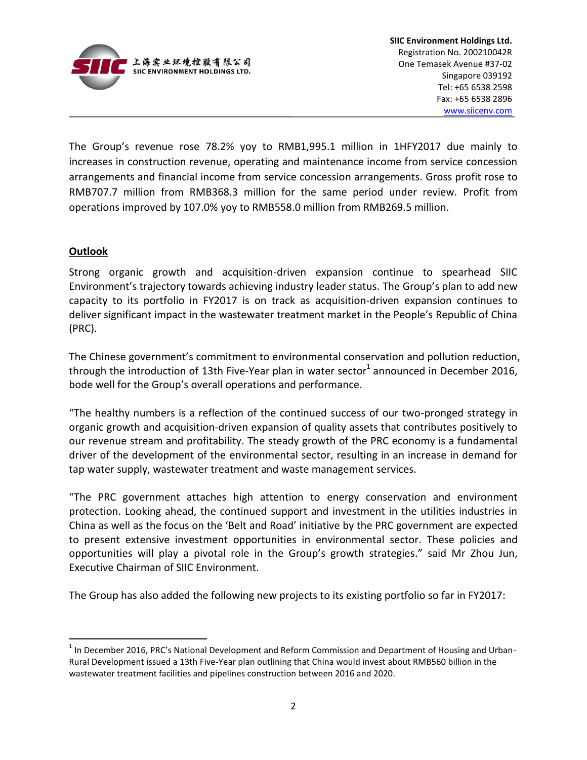The Group's revenue rose 78.2% yoy to RMB1,995.1 million in 1HFY2017 due mainly to increases in construction revenue, operating and maintenance income from service concession arrangements and financial income from service concession arrangements. Gross profit rose to RMB707.7 million from RMB368.3 million for the same period under review. Profit from operations improved by 107.0% yoy to RMB558.0 million from RMB269.5 million.

**Outlook**

Strong organic growth and acquisition-driven expansion continue to spearhead SIIC Environment's trajectory towards achieving industry leader status. The Group's plan to add new capacity to its portfolio in FY2017 is on track as acquisition-driven expansion continues to deliver significant impact in the wastewater treatment market in the People's Republic of China (PRC).

The Chinese government's commitment to environmental conservation and pollution reduction, through the introduction of 13th Five-Year plan in water sector[1] announced in December 2016, bode well for the Group's overall operations and performance.

"The healthy numbers is a reflection of the continued success of our two-pronged strategy in organic growth and acquisition-driven expansion of quality assets that contributes positively to our revenue stream and profitability. The steady growth of the PRC economy is a fundamental driver of the development of the environmental sector, resulting in an increase in demand for tap water supply, wastewater treatment and waste management services.

"The PRC government attaches high attention to energy conservation and environment protection. Looking ahead, the continued support and investment in the utilities industries in China as well as the focus on the 'Belt and Road' initiative by the PRC government are expected to present extensive investment opportunities in environmental sector. These policies and opportunities will play a pivotal role in the Group's growth strategies." said Mr Zhou Jun, Executive Chairman of SIIC Environment.

The Group has also added the following new projects to its existing portfolio so far in FY2017:

[1] In December 2016, PRC's National Development and Reform Commission and Department of Housing and Urban-Rural Development issued a 13th Five-Year plan outlining that China would invest about RMB560 billion in the wastewater treatment facilities and pipelines construction between 2016 and 2020.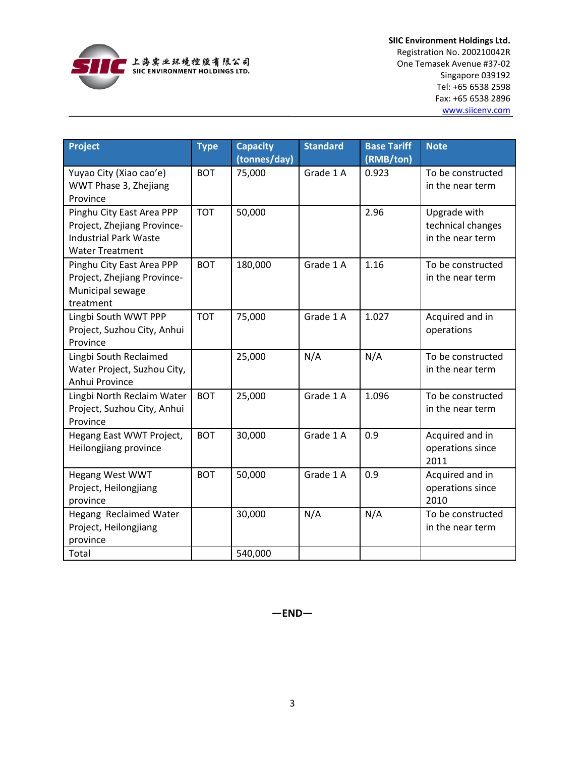| Project | Type | Capacity (tonnes/day) | Standard | Base Tariff (RMB/ton) | Note |
|---|---|---|---|---|---|
| Yuyao City (Xiao cao'e) WWT Phase 3, Zhejiang Province | BOT | 75,000 | Grade 1 A | 0.923 | To be constructed in the near term |
| Pinghu City East Area PPP Project, Zhejiang Province-Industrial Park Waste Water Treatment | TOT | 50,000 | | 2.96 | Upgrade with technical changes in the near term |
| Pinghu City East Area PPP Project, Zhejiang Province-Municipal sewage treatment | BOT | 180,000 | Grade 1 A | 1.16 | To be constructed in the near term |
| Lingbi South WWT PPP Project, Suzhou City, Anhui Province | TOT | 75,000 | Grade 1 A | 1.027 | Acquired and in operations |
| Lingbi South Reclaimed Water Project, Suzhou City, Anhui Province | | 25,000 | N/A | N/A | To be constructed in the near term |
| Lingbi North Reclaim Water Project, Suzhou City, Anhui Province | BOT | 25,000 | Grade 1 A | 1.096 | To be constructed in the near term |
| Hegang East WWT Project, Heilongjiang province | BOT | 30,000 | Grade 1 A | 0.9 | Acquired and in operations since 2011 |
| Hegang West WWT Project, Heilongjiang province | BOT | 50,000 | Grade 1 A | 0.9 | Acquired and in operations since 2010 |
| Hegang Reclaimed Water Project, Heilongjiang province | | 30,000 | N/A | N/A | To be constructed in the near term |
| Total | | 540,000 | | | |

**—END—**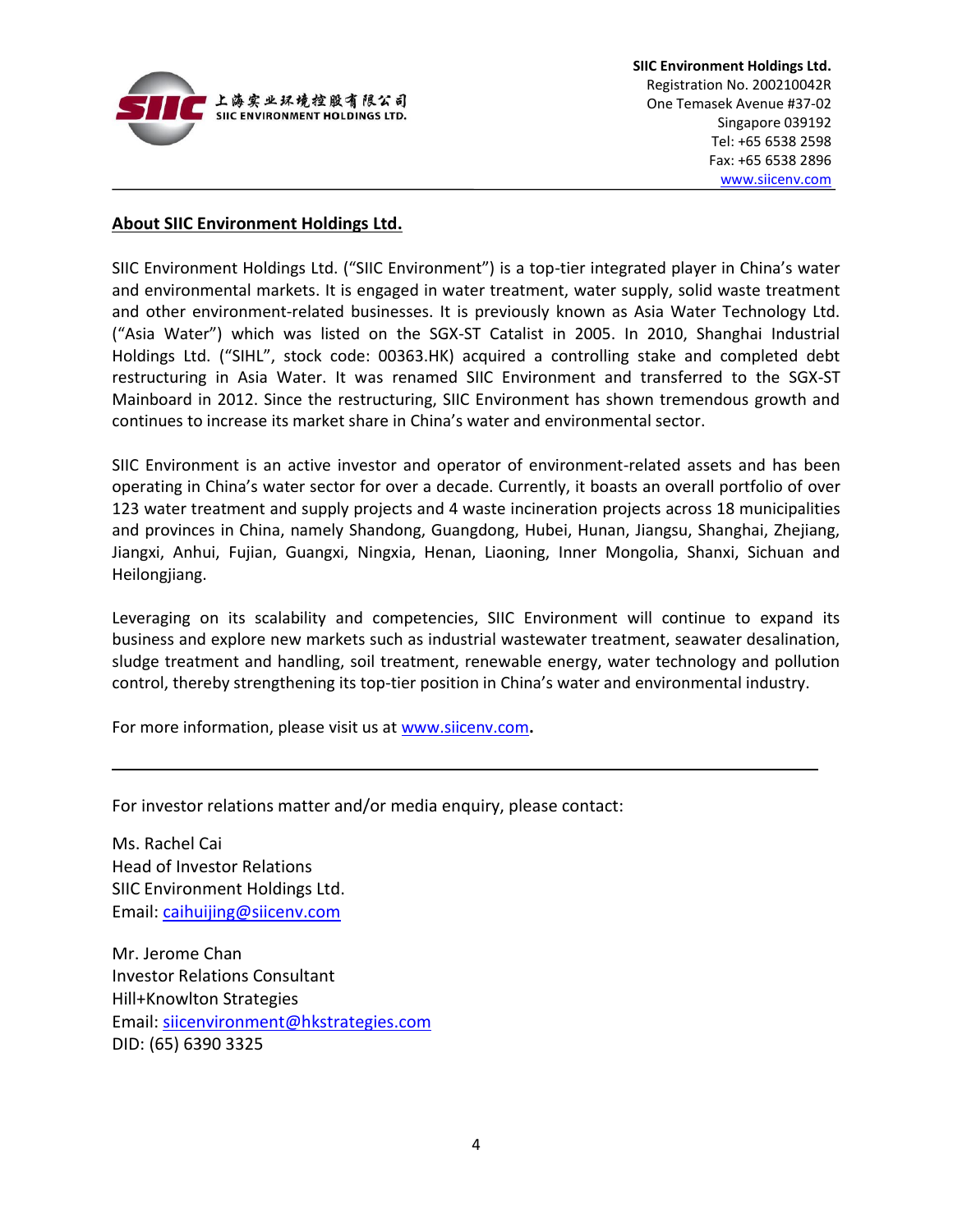上海实业环境控股有限公司
SIIC ENVIRONMENT HOLDINGS LTD.

**SIIC Environment Holdings Ltd.**
Registration No. 200210042R
One Temasek Avenue #37-02
Singapore 039192
Tel: +65 6538 2598
Fax: +65 6538 2896
www.siicenv.com

## About SIIC Environment Holdings Ltd.

SIIC Environment Holdings Ltd. ("SIIC Environment") is a top-tier integrated player in China's water and environmental markets. It is engaged in water treatment, water supply, solid waste treatment and other environment-related businesses. It is previously known as Asia Water Technology Ltd. ("Asia Water") which was listed on the SGX-ST Catalist in 2005. In 2010, Shanghai Industrial Holdings Ltd. ("SIHL", stock code: 00363.HK) acquired a controlling stake and completed debt restructuring in Asia Water. It was renamed SIIC Environment and transferred to the SGX-ST Mainboard in 2012. Since the restructuring, SIIC Environment has shown tremendous growth and continues to increase its market share in China's water and environmental sector.

SIIC Environment is an active investor and operator of environment-related assets and has been operating in China's water sector for over a decade. Currently, it boasts an overall portfolio of over 123 water treatment and supply projects and 4 waste incineration projects across 18 municipalities and provinces in China, namely Shandong, Guangdong, Hubei, Hunan, Jiangsu, Shanghai, Zhejiang, Jiangxi, Anhui, Fujian, Guangxi, Ningxia, Henan, Liaoning, Inner Mongolia, Shanxi, Sichuan and Heilongjiang.

Leveraging on its scalability and competencies, SIIC Environment will continue to expand its business and explore new markets such as industrial wastewater treatment, seawater desalination, sludge treatment and handling, soil treatment, renewable energy, water technology and pollution control, thereby strengthening its top-tier position in China's water and environmental industry.

For more information, please visit us at www.siicenv.com.

---

For investor relations matter and/or media enquiry, please contact:

Ms. Rachel Cai
Head of Investor Relations
SIIC Environment Holdings Ltd.
Email: caihuijing@siicenv.com

Mr. Jerome Chan
Investor Relations Consultant
Hill+Knowlton Strategies
Email: siicenvironment@hkstrategies.com
DID: (65) 6390 3325